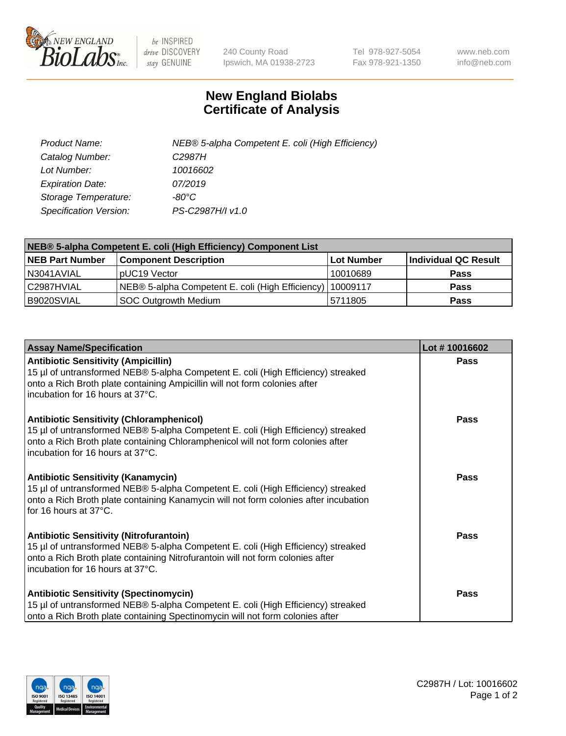# New England Biolabs
# Certificate of Analysis

| | |
|---|---|
| *Product Name:* | *NEB® 5-alpha Competent E. coli (High Efficiency)* |
| *Catalog Number:* | *C2987H* |
| *Lot Number:* | *10016602* |
| *Expiration Date:* | *07/2019* |
| *Storage Temperature:* | *-80°C* |
| *Specification Version:* | *PS-C2987H/I v1.0* |

| NEB® 5-alpha Competent E. coli (High Efficiency) Component List | | | |
|---|---|---|---|
| **NEB Part Number** | **Component Description** | **Lot Number** | **Individual QC Result** |
| N3041AVIAL | pUC19 Vector | 10010689 | **Pass** |
| C2987HVIAL | NEB® 5-alpha Competent E. coli (High Efficiency) | 10009117 | **Pass** |
| B9020SVIAL | SOC Outgrowth Medium | 5711805 | **Pass** |

| Assay Name/Specification | Lot # 10016602 |
|---|---|
| **Antibiotic Sensitivity (Ampicillin)**<br>15 µl of untransformed NEB® 5-alpha Competent E. coli (High Efficiency) streaked onto a Rich Broth plate containing Ampicillin will not form colonies after incubation for 16 hours at 37°C. | **Pass** |
| **Antibiotic Sensitivity (Chloramphenicol)**<br>15 µl of untransformed NEB® 5-alpha Competent E. coli (High Efficiency) streaked onto a Rich Broth plate containing Chloramphenicol will not form colonies after incubation for 16 hours at 37°C. | **Pass** |
| **Antibiotic Sensitivity (Kanamycin)**<br>15 µl of untransformed NEB® 5-alpha Competent E. coli (High Efficiency) streaked onto a Rich Broth plate containing Kanamycin will not form colonies after incubation for 16 hours at 37°C. | **Pass** |
| **Antibiotic Sensitivity (Nitrofurantoin)**<br>15 µl of untransformed NEB® 5-alpha Competent E. coli (High Efficiency) streaked onto a Rich Broth plate containing Nitrofurantoin will not form colonies after incubation for 16 hours at 37°C. | **Pass** |
| **Antibiotic Sensitivity (Spectinomycin)**<br>15 µl of untransformed NEB® 5-alpha Competent E. coli (High Efficiency) streaked onto a Rich Broth plate containing Spectinomycin will not form colonies after | **Pass** |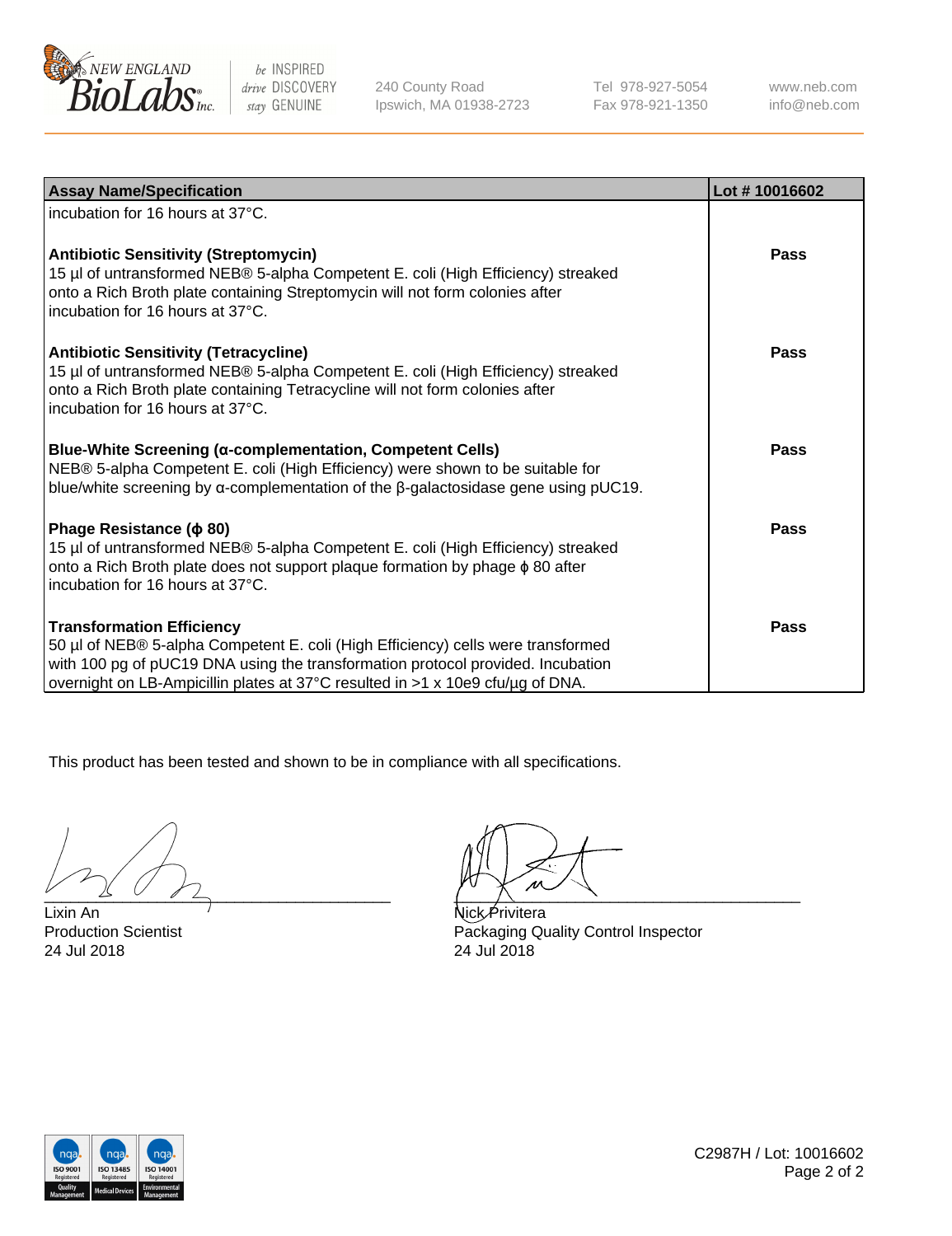| Assay Name/Specification | Lot # 10016602 |
|---|---|
| incubation for 16 hours at 37°C. | |
| **Antibiotic Sensitivity (Streptomycin)**<br>15 µl of untransformed NEB® 5-alpha Competent E. coli (High Efficiency) streaked onto a Rich Broth plate containing Streptomycin will not form colonies after incubation for 16 hours at 37°C. | Pass |
| **Antibiotic Sensitivity (Tetracycline)**<br>15 µl of untransformed NEB® 5-alpha Competent E. coli (High Efficiency) streaked onto a Rich Broth plate containing Tetracycline will not form colonies after incubation for 16 hours at 37°C. | Pass |
| **Blue-White Screening (α-complementation, Competent Cells)**<br>NEB® 5-alpha Competent E. coli (High Efficiency) were shown to be suitable for blue/white screening by α-complementation of the β-galactosidase gene using pUC19. | Pass |
| **Phage Resistance (ϕ 80)**<br>15 µl of untransformed NEB® 5-alpha Competent E. coli (High Efficiency) streaked onto a Rich Broth plate does not support plaque formation by phage ϕ 80 after incubation for 16 hours at 37°C. | Pass |
| **Transformation Efficiency**<br>50 µl of NEB® 5-alpha Competent E. coli (High Efficiency) cells were transformed with 100 pg of pUC19 DNA using the transformation protocol provided. Incubation overnight on LB-Ampicillin plates at 37°C resulted in >1 x 10e9 cfu/µg of DNA. | Pass |

This product has been tested and shown to be in compliance with all specifications.

Lixin An
Production Scientist
24 Jul 2018

Nick Privitera
Packaging Quality Control Inspector
24 Jul 2018

C2987H / Lot: 10016602